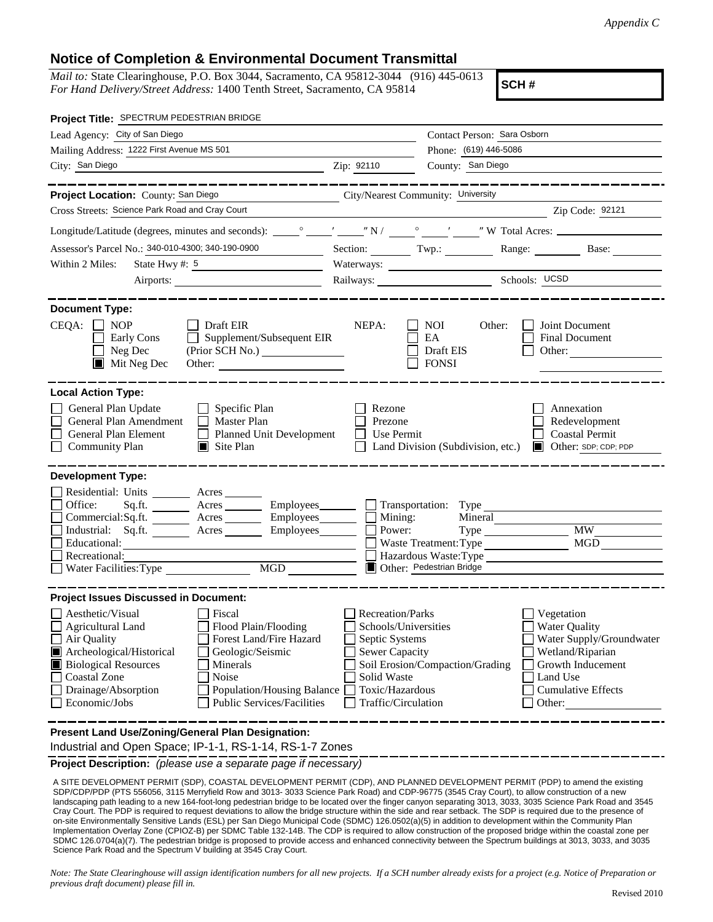*Appendix C*

# Notice of Completion & Environmental Document Transmittal

*Mail to:* State Clearinghouse, P.O. Box 3044, Sacramento, CA 95812-3044 (916) 445-0613
*For Hand Delivery/Street Address:* 1400 Tenth Street, Sacramento, CA 95814

**SCH #**

**Project Title:** SPECTRUM PEDESTRIAN BRIDGE

Lead Agency: City of San Diego
Contact Person: Sara Osborn
Mailing Address: 1222 First Avenue MS 501
Phone: (619) 446-5086
City: San Diego Zip: 92110 County: San Diego

---

**Project Location:** County: San Diego City/Nearest Community: University
Cross Streets: Science Park Road and Cray Court Zip Code: 92121
Longitude/Latitude (degrees, minutes and seconds): ___° ___′ ___″ N / ___° ___′ ___″ W Total Acres: ___
Assessor's Parcel No.: 340-010-4300; 340-190-0900 Section: ___ Twp.: ___ Range: ___ Base: ___
Within 2 Miles: State Hwy #: 5 Waterways: ___
Airports: ___ Railways: ___ Schools: UCSD

---

**Document Type:**

CEQA: ☐ NOP ☐ Early Cons ☐ Neg Dec ☒ Mit Neg Dec ☐ Draft EIR ☐ Supplement/Subsequent EIR (Prior SCH No.) ___ Other: ___

NEPA: ☐ NOI ☐ EA ☐ Draft EIS ☐ FONSI

Other: ☐ Joint Document ☐ Final Document ☐ Other: ___

---

**Local Action Type:**

☐ General Plan Update ☐ General Plan Amendment ☐ General Plan Element ☐ Community Plan ☐ Specific Plan ☐ Master Plan ☐ Planned Unit Development ☒ Site Plan ☐ Rezone ☐ Prezone ☐ Use Permit ☐ Land Division (Subdivision, etc.) ☐ Annexation ☐ Redevelopment ☐ Coastal Permit ☒ Other: SDP; CDP; PDP

---

**Development Type:**

☐ Residential: Units ___ Acres ___
☐ Office: Sq.ft. ___ Acres ___ Employees ___
☐ Commercial: Sq.ft. ___ Acres ___ Employees ___
☐ Industrial: Sq.ft. ___ Acres ___ Employees ___
☐ Educational: ___
☐ Recreational: ___
☐ Water Facilities: Type ___ MGD ___
☐ Transportation: Type ___
☐ Mining: Mineral ___
☐ Power: Type ___ MW ___
☐ Waste Treatment: Type ___ MGD ___
☐ Hazardous Waste: Type ___
☒ Other: Pedestrian Bridge

---

**Project Issues Discussed in Document:**

☐ Aesthetic/Visual ☐ Agricultural Land ☐ Air Quality ☒ Archeological/Historical ☒ Biological Resources ☐ Coastal Zone ☐ Drainage/Absorption ☐ Economic/Jobs ☐ Fiscal ☐ Flood Plain/Flooding ☐ Forest Land/Fire Hazard ☐ Geologic/Seismic ☐ Minerals ☐ Noise ☐ Population/Housing Balance ☐ Public Services/Facilities ☐ Recreation/Parks ☐ Schools/Universities ☐ Septic Systems ☐ Sewer Capacity ☐ Soil Erosion/Compaction/Grading ☐ Solid Waste ☐ Toxic/Hazardous ☐ Traffic/Circulation ☐ Vegetation ☐ Water Quality ☐ Water Supply/Groundwater ☐ Wetland/Riparian ☐ Growth Inducement ☐ Land Use ☐ Cumulative Effects ☐ Other: ___

---

**Present Land Use/Zoning/General Plan Designation:**

Industrial and Open Space; IP-1-1, RS-1-14, RS-1-7 Zones

**Project Description:** *(please use a separate page if necessary)*

A SITE DEVELOPMENT PERMIT (SDP), COASTAL DEVELOPMENT PERMIT (CDP), AND PLANNED DEVELOPMENT PERMIT (PDP) to amend the existing SDP/CDP/PDP (PTS 556056, 3115 Merryfield Row and 3013- 3033 Science Park Road) and CDP-96775 (3545 Cray Court), to allow construction of a new landscaping path leading to a new 164-foot-long pedestrian bridge to be located over the finger canyon separating 3013, 3033, 3035 Science Park Road and 3545 Cray Court. The PDP is required to request deviations to allow the bridge structure within the side and rear setback. The SDP is required due to the presence of on-site Environmentally Sensitive Lands (ESL) per San Diego Municipal Code (SDMC) 126.0502(a)(5) in addition to development within the Community Plan Implementation Overlay Zone (CPIOZ-B) per SDMC Table 132-14B. The CDP is required to allow construction of the proposed bridge within the coastal zone per SDMC 126.0704(a)(7). The pedestrian bridge is proposed to provide access and enhanced connectivity between the Spectrum buildings at 3013, 3033, and 3035 Science Park Road and the Spectrum V building at 3545 Cray Court.

*Note: The State Clearinghouse will assign identification numbers for all new projects. If a SCH number already exists for a project (e.g. Notice of Preparation or previous draft document) please fill in.*

Revised 2010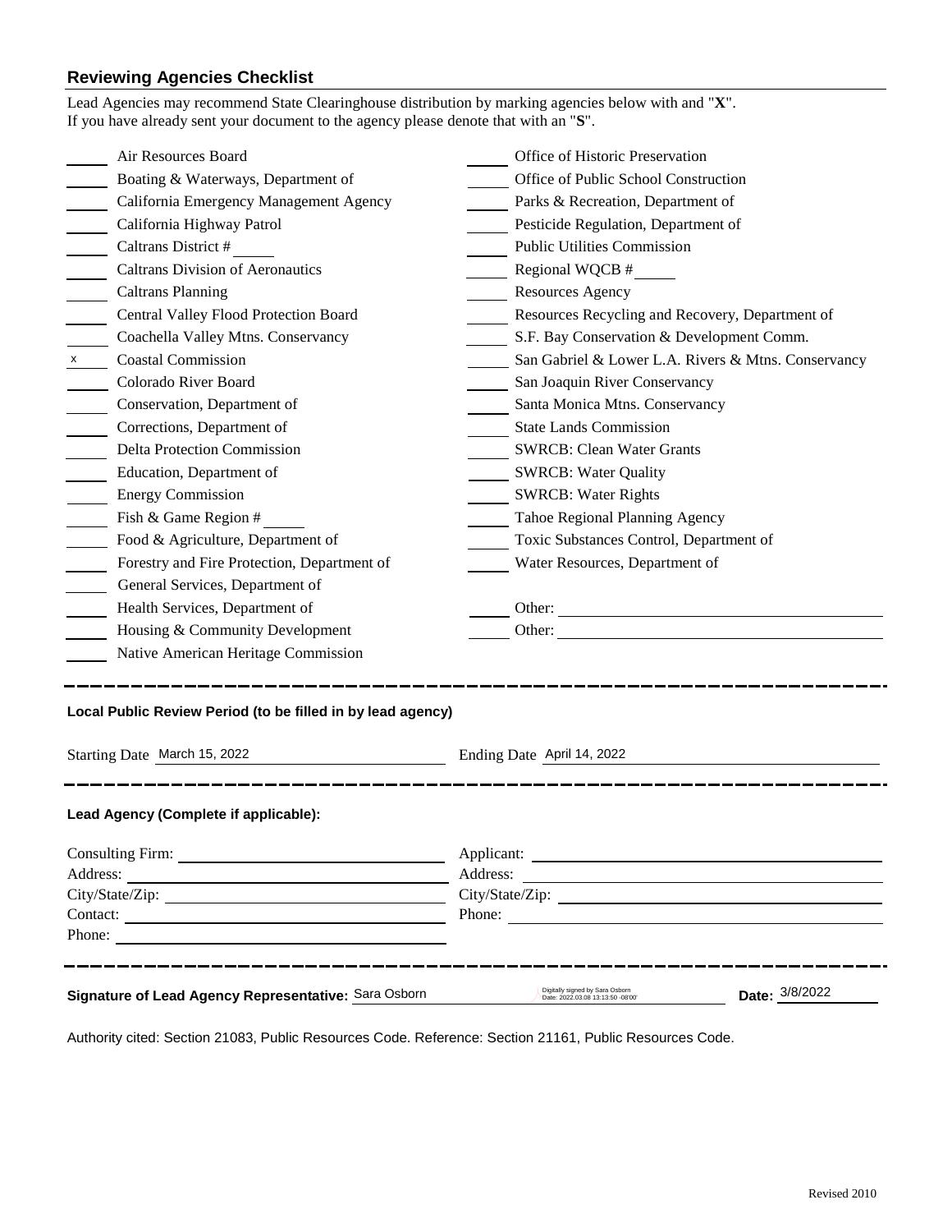## Reviewing Agencies Checklist

Lead Agencies may recommend State Clearinghouse distribution by marking agencies below with and "**X**".
If you have already sent your document to the agency please denote that with an "**S**".

| | | | |
|---|---|---|---|
| ____ | Air Resources Board | ____ | Office of Historic Preservation |
| ____ | Boating & Waterways, Department of | ____ | Office of Public School Construction |
| ____ | California Emergency Management Agency | ____ | Parks & Recreation, Department of |
| ____ | California Highway Patrol | ____ | Pesticide Regulation, Department of |
| ____ | Caltrans District # ____ | ____ | Public Utilities Commission |
| ____ | Caltrans Division of Aeronautics | ____ | Regional WQCB # ____ |
| ____ | Caltrans Planning | ____ | Resources Agency |
| ____ | Central Valley Flood Protection Board | ____ | Resources Recycling and Recovery, Department of |
| ____ | Coachella Valley Mtns. Conservancy | ____ | S.F. Bay Conservation & Development Comm. |
| x | Coastal Commission | ____ | San Gabriel & Lower L.A. Rivers & Mtns. Conservancy |
| ____ | Colorado River Board | ____ | San Joaquin River Conservancy |
| ____ | Conservation, Department of | ____ | Santa Monica Mtns. Conservancy |
| ____ | Corrections, Department of | ____ | State Lands Commission |
| ____ | Delta Protection Commission | ____ | SWRCB: Clean Water Grants |
| ____ | Education, Department of | ____ | SWRCB: Water Quality |
| ____ | Energy Commission | ____ | SWRCB: Water Rights |
| ____ | Fish & Game Region # ____ | ____ | Tahoe Regional Planning Agency |
| ____ | Food & Agriculture, Department of | ____ | Toxic Substances Control, Department of |
| ____ | Forestry and Fire Protection, Department of | ____ | Water Resources, Department of |
| ____ | General Services, Department of | | |
| ____ | Health Services, Department of | ____ | Other: ____ |
| ____ | Housing & Community Development | ____ | Other: ____ |
| ____ | Native American Heritage Commission | | |

---

**Local Public Review Period (to be filled in by lead agency)**

Starting Date March 15, 2022

Ending Date April 14, 2022

---

**Lead Agency (Complete if applicable):**

Consulting Firm: ____
Address: ____
City/State/Zip: ____
Contact: ____
Phone: ____

Applicant: ____
Address: ____
City/State/Zip: ____
Phone: ____

---

**Signature of Lead Agency Representative:** Sara Osborn  Digitally signed by Sara Osborn Date: 2022.03.08 13:13:50 -08'00'  **Date:** 3/8/2022

Authority cited: Section 21083, Public Resources Code. Reference: Section 21161, Public Resources Code.

Revised 2010